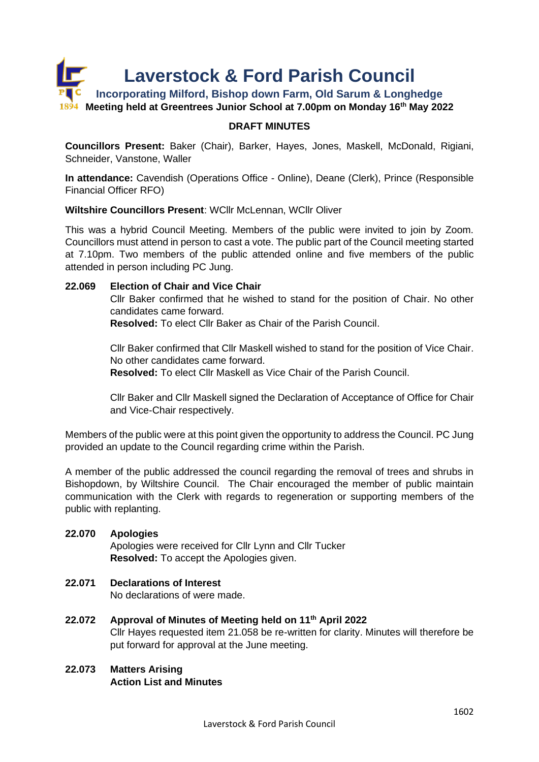# Laverstock & Ford Parish Council

## Incorporating Milford, Bishop down Farm, Old Sarum & Longhedge

**Meeting held at Greentrees Junior School at 7.00pm on Monday 16th May 2022**

**DRAFT MINUTES**

**Councillors Present:** Baker (Chair), Barker, Hayes, Jones, Maskell, McDonald, Rigiani, Schneider, Vanstone, Waller

**In attendance:** Cavendish (Operations Office - Online), Deane (Clerk), Prince (Responsible Financial Officer RFO)

**Wiltshire Councillors Present**: WCllr McLennan, WCllr Oliver

This was a hybrid Council Meeting. Members of the public were invited to join by Zoom. Councillors must attend in person to cast a vote. The public part of the Council meeting started at 7.10pm. Two members of the public attended online and five members of the public attended in person including PC Jung.

**22.069 Election of Chair and Vice Chair**

Cllr Baker confirmed that he wished to stand for the position of Chair. No other candidates came forward.
**Resolved:** To elect Cllr Baker as Chair of the Parish Council.

Cllr Baker confirmed that Cllr Maskell wished to stand for the position of Vice Chair. No other candidates came forward.
**Resolved:** To elect Cllr Maskell as Vice Chair of the Parish Council.

Cllr Baker and Cllr Maskell signed the Declaration of Acceptance of Office for Chair and Vice-Chair respectively.

Members of the public were at this point given the opportunity to address the Council. PC Jung provided an update to the Council regarding crime within the Parish.

A member of the public addressed the council regarding the removal of trees and shrubs in Bishopdown, by Wiltshire Council. The Chair encouraged the member of public maintain communication with the Clerk with regards to regeneration or supporting members of the public with replanting.

**22.070 Apologies**

Apologies were received for Cllr Lynn and Cllr Tucker
**Resolved:** To accept the Apologies given.

**22.071 Declarations of Interest**

No declarations of were made.

**22.072 Approval of Minutes of Meeting held on 11th April 2022**

Cllr Hayes requested item 21.058 be re-written for clarity. Minutes will therefore be put forward for approval at the June meeting.

**22.073 Matters Arising**

**Action List and Minutes**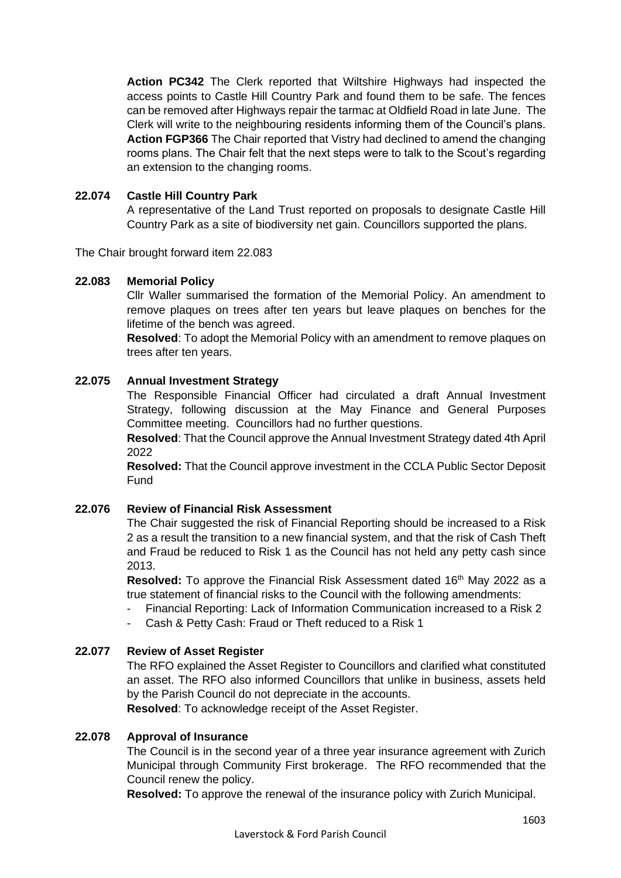**Action PC342** The Clerk reported that Wiltshire Highways had inspected the access points to Castle Hill Country Park and found them to be safe. The fences can be removed after Highways repair the tarmac at Oldfield Road in late June. The Clerk will write to the neighbouring residents informing them of the Council's plans.
**Action FGP366** The Chair reported that Vistry had declined to amend the changing rooms plans. The Chair felt that the next steps were to talk to the Scout's regarding an extension to the changing rooms.

**22.074 Castle Hill Country Park**

A representative of the Land Trust reported on proposals to designate Castle Hill Country Park as a site of biodiversity net gain. Councillors supported the plans.

The Chair brought forward item 22.083

**22.083 Memorial Policy**

Cllr Waller summarised the formation of the Memorial Policy. An amendment to remove plaques on trees after ten years but leave plaques on benches for the lifetime of the bench was agreed.

**Resolved**: To adopt the Memorial Policy with an amendment to remove plaques on trees after ten years.

**22.075 Annual Investment Strategy**

The Responsible Financial Officer had circulated a draft Annual Investment Strategy, following discussion at the May Finance and General Purposes Committee meeting. Councillors had no further questions.

**Resolved**: That the Council approve the Annual Investment Strategy dated 4th April 2022

**Resolved:** That the Council approve investment in the CCLA Public Sector Deposit Fund

**22.076 Review of Financial Risk Assessment**

The Chair suggested the risk of Financial Reporting should be increased to a Risk 2 as a result the transition to a new financial system, and that the risk of Cash Theft and Fraud be reduced to Risk 1 as the Council has not held any petty cash since 2013.

**Resolved:** To approve the Financial Risk Assessment dated 16th May 2022 as a true statement of financial risks to the Council with the following amendments:

- Financial Reporting: Lack of Information Communication increased to a Risk 2
- Cash & Petty Cash: Fraud or Theft reduced to a Risk 1

**22.077 Review of Asset Register**

The RFO explained the Asset Register to Councillors and clarified what constituted an asset. The RFO also informed Councillors that unlike in business, assets held by the Parish Council do not depreciate in the accounts.

**Resolved**: To acknowledge receipt of the Asset Register.

**22.078 Approval of Insurance**

The Council is in the second year of a three year insurance agreement with Zurich Municipal through Community First brokerage. The RFO recommended that the Council renew the policy.

**Resolved:** To approve the renewal of the insurance policy with Zurich Municipal.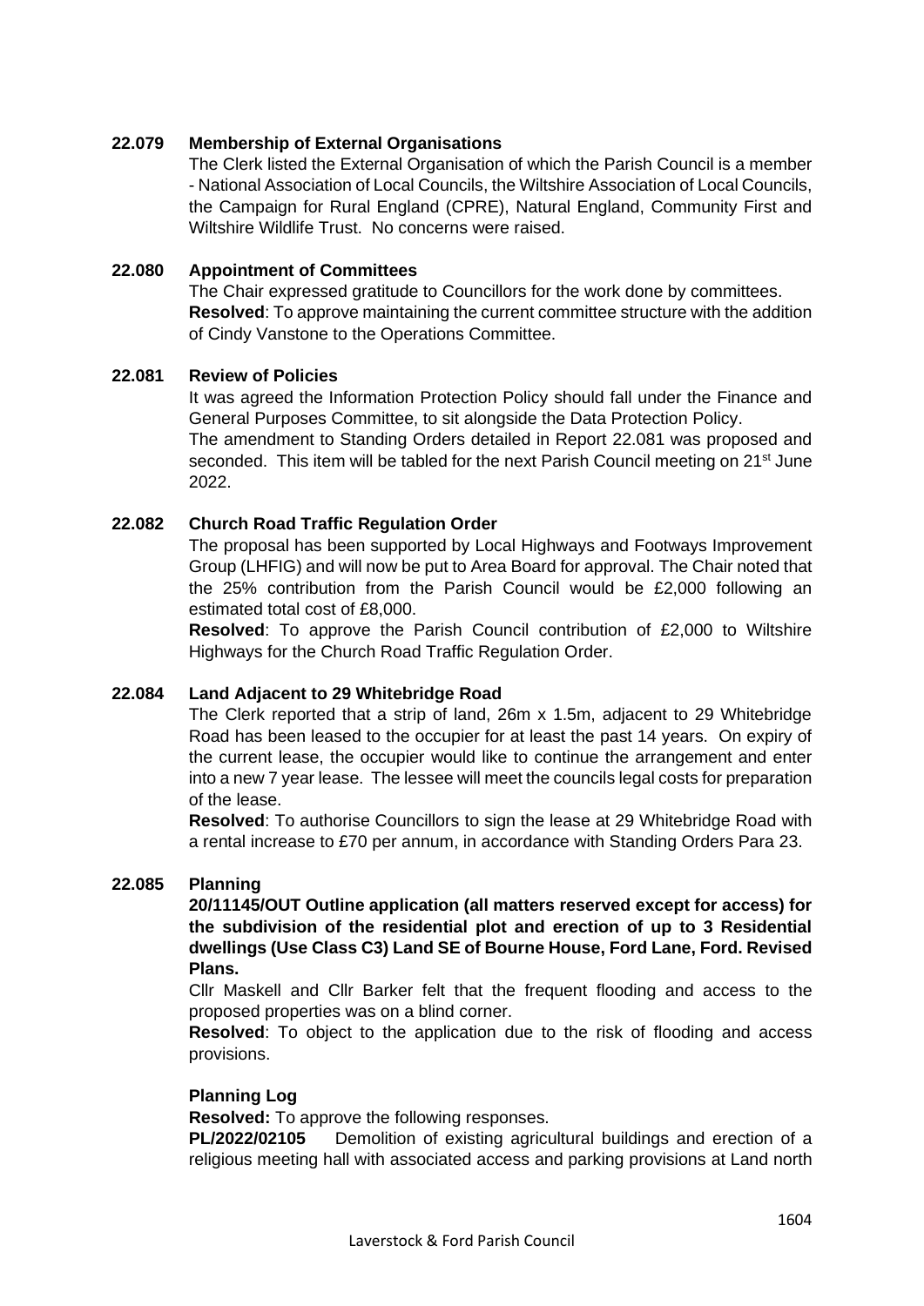**22.079 Membership of External Organisations**

The Clerk listed the External Organisation of which the Parish Council is a member - National Association of Local Councils, the Wiltshire Association of Local Councils, the Campaign for Rural England (CPRE), Natural England, Community First and Wiltshire Wildlife Trust. No concerns were raised.

**22.080 Appointment of Committees**

The Chair expressed gratitude to Councillors for the work done by committees.
**Resolved**: To approve maintaining the current committee structure with the addition of Cindy Vanstone to the Operations Committee.

**22.081 Review of Policies**

It was agreed the Information Protection Policy should fall under the Finance and General Purposes Committee, to sit alongside the Data Protection Policy.
The amendment to Standing Orders detailed in Report 22.081 was proposed and seconded. This item will be tabled for the next Parish Council meeting on 21st June 2022.

**22.082 Church Road Traffic Regulation Order**

The proposal has been supported by Local Highways and Footways Improvement Group (LHFIG) and will now be put to Area Board for approval. The Chair noted that the 25% contribution from the Parish Council would be £2,000 following an estimated total cost of £8,000.

**Resolved**: To approve the Parish Council contribution of £2,000 to Wiltshire Highways for the Church Road Traffic Regulation Order.

**22.084 Land Adjacent to 29 Whitebridge Road**

The Clerk reported that a strip of land, 26m x 1.5m, adjacent to 29 Whitebridge Road has been leased to the occupier for at least the past 14 years. On expiry of the current lease, the occupier would like to continue the arrangement and enter into a new 7 year lease. The lessee will meet the councils legal costs for preparation of the lease.

**Resolved**: To authorise Councillors to sign the lease at 29 Whitebridge Road with a rental increase to £70 per annum, in accordance with Standing Orders Para 23.

**22.085 Planning**

**20/11145/OUT Outline application (all matters reserved except for access) for the subdivision of the residential plot and erection of up to 3 Residential dwellings (Use Class C3) Land SE of Bourne House, Ford Lane, Ford. Revised Plans.**

Cllr Maskell and Cllr Barker felt that the frequent flooding and access to the proposed properties was on a blind corner.

**Resolved**: To object to the application due to the risk of flooding and access provisions.

**Planning Log**

**Resolved:** To approve the following responses.

**PL/2022/02105** Demolition of existing agricultural buildings and erection of a religious meeting hall with associated access and parking provisions at Land north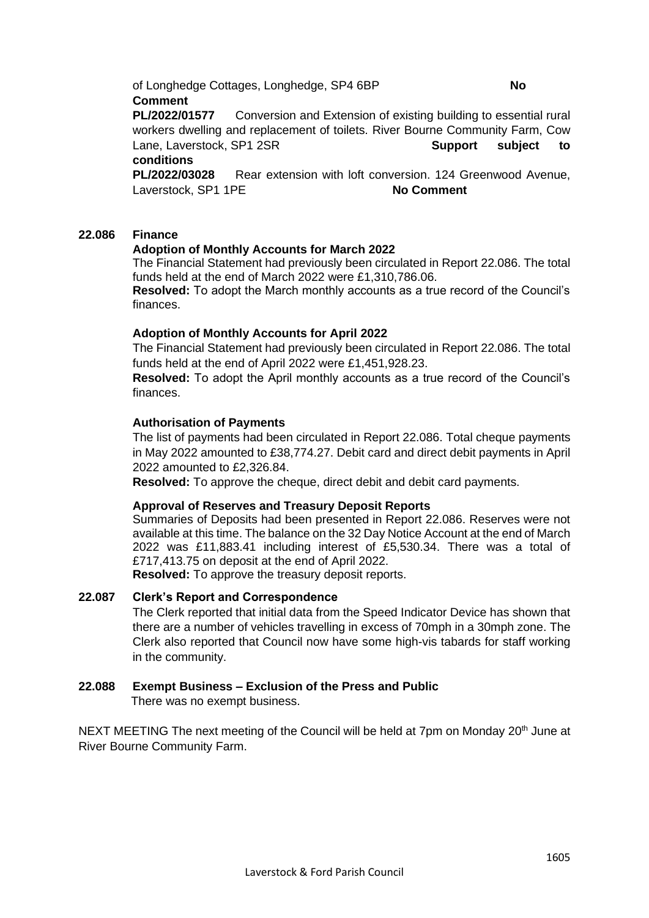of Longhedge Cottages, Longhedge, SP4 6BP **No Comment**

**PL/2022/01577** Conversion and Extension of existing building to essential rural workers dwelling and replacement of toilets. River Bourne Community Farm, Cow Lane, Laverstock, SP1 2SR **Support subject to conditions**

**PL/2022/03028** Rear extension with loft conversion. 124 Greenwood Avenue, Laverstock, SP1 1PE **No Comment**

## 22.086 Finance

### Adoption of Monthly Accounts for March 2022

The Financial Statement had previously been circulated in Report 22.086. The total funds held at the end of March 2022 were £1,310,786.06.

**Resolved:** To adopt the March monthly accounts as a true record of the Council's finances.

### Adoption of Monthly Accounts for April 2022

The Financial Statement had previously been circulated in Report 22.086. The total funds held at the end of April 2022 were £1,451,928.23.

**Resolved:** To adopt the April monthly accounts as a true record of the Council's finances.

### Authorisation of Payments

The list of payments had been circulated in Report 22.086. Total cheque payments in May 2022 amounted to £38,774.27. Debit card and direct debit payments in April 2022 amounted to £2,326.84.

**Resolved:** To approve the cheque, direct debit and debit card payments.

### Approval of Reserves and Treasury Deposit Reports

Summaries of Deposits had been presented in Report 22.086. Reserves were not available at this time. The balance on the 32 Day Notice Account at the end of March 2022 was £11,883.41 including interest of £5,530.34. There was a total of £717,413.75 on deposit at the end of April 2022.

**Resolved:** To approve the treasury deposit reports.

## 22.087 Clerk's Report and Correspondence

The Clerk reported that initial data from the Speed Indicator Device has shown that there are a number of vehicles travelling in excess of 70mph in a 30mph zone. The Clerk also reported that Council now have some high-vis tabards for staff working in the community.

## 22.088 Exempt Business – Exclusion of the Press and Public

There was no exempt business.

NEXT MEETING The next meeting of the Council will be held at 7pm on Monday 20th June at River Bourne Community Farm.